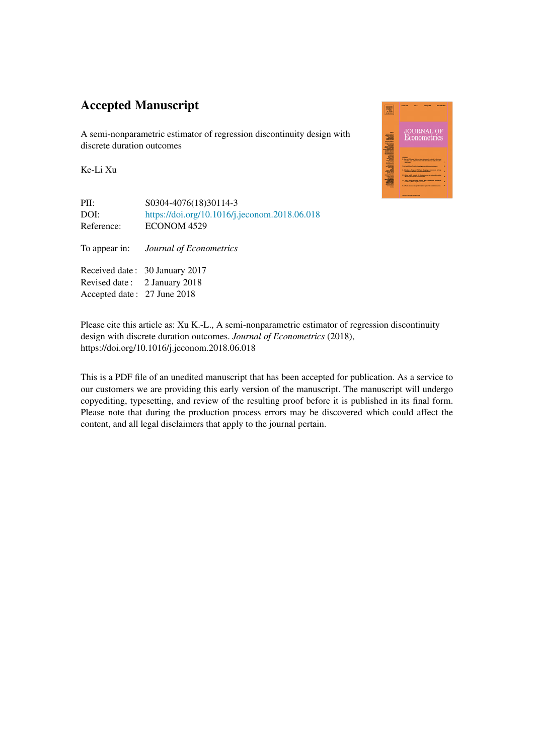# Accepted Manuscript

A semi-nonparametric estimator of regression discontinuity design with discrete duration outcomes

Ke-Li Xu

| | |
|---|---|
| PII: | S0304-4076(18)30114-3 |
| DOI: | https://doi.org/10.1016/j.jeconom.2018.06.018 |
| Reference: | ECONOM 4529 |
| To appear in: | *Journal of Econometrics* |
| Received date : | 30 January 2017 |
| Revised date : | 2 January 2018 |
| Accepted date : | 27 June 2018 |

Please cite this article as: Xu K.-L., A semi-nonparametric estimator of regression discontinuity design with discrete duration outcomes. *Journal of Econometrics* (2018), https://doi.org/10.1016/j.jeconom.2018.06.018

This is a PDF file of an unedited manuscript that has been accepted for publication. As a service to our customers we are providing this early version of the manuscript. The manuscript will undergo copyediting, typesetting, and review of the resulting proof before it is published in its final form. Please note that during the production process errors may be discovered which could affect the content, and all legal disclaimers that apply to the journal pertain.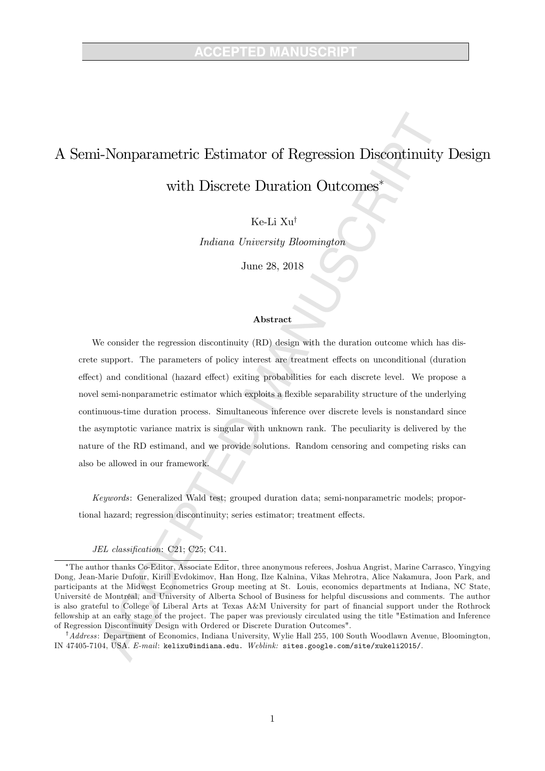# A Semi-Nonparametric Estimator of Regression Discontinuity Design with Discrete Duration Outcomes*

Ke-Li Xu[†]

*Indiana University Bloomington*

June 28, 2018

### Abstract

We consider the regression discontinuity (RD) design with the duration outcome which has discrete support. The parameters of policy interest are treatment effects on unconditional (duration effect) and conditional (hazard effect) exiting probabilities for each discrete level. We propose a novel semi-nonparametric estimator which exploits a flexible separability structure of the underlying continuous-time duration process. Simultaneous inference over discrete levels is nonstandard since the asymptotic variance matrix is singular with unknown rank. The peculiarity is delivered by the nature of the RD estimand, and we provide solutions. Random censoring and competing risks can also be allowed in our framework.

*Keywords*: Generalized Wald test; grouped duration data; semi-nonparametric models; proportional hazard; regression discontinuity; series estimator; treatment effects.

*JEL classification*: C21; C25; C41.

---

*The author thanks Co-Editor, Associate Editor, three anonymous referees, Joshua Angrist, Marine Carrasco, Yingying Dong, Jean-Marie Dufour, Kirill Evdokimov, Han Hong, Ilze Kalnina, Vikas Mehrotra, Alice Nakamura, Joon Park, and participants at the Midwest Econometrics Group meeting at St. Louis, economics departments at Indiana, NC State, Université de Montréal, and University of Alberta School of Business for helpful discussions and comments. The author is also grateful to College of Liberal Arts at Texas A&M University for part of financial support under the Rothrock fellowship at an early stage of the project. The paper was previously circulated using the title "Estimation and Inference of Regression Discontinuity Design with Ordered or Discrete Duration Outcomes".

[†] *Address*: Department of Economics, Indiana University, Wylie Hall 255, 100 South Woodlawn Avenue, Bloomington, IN 47405-7104, USA. *E-mail*: kelixu@indiana.edu. *Weblink:* sites.google.com/site/xukeli2015/.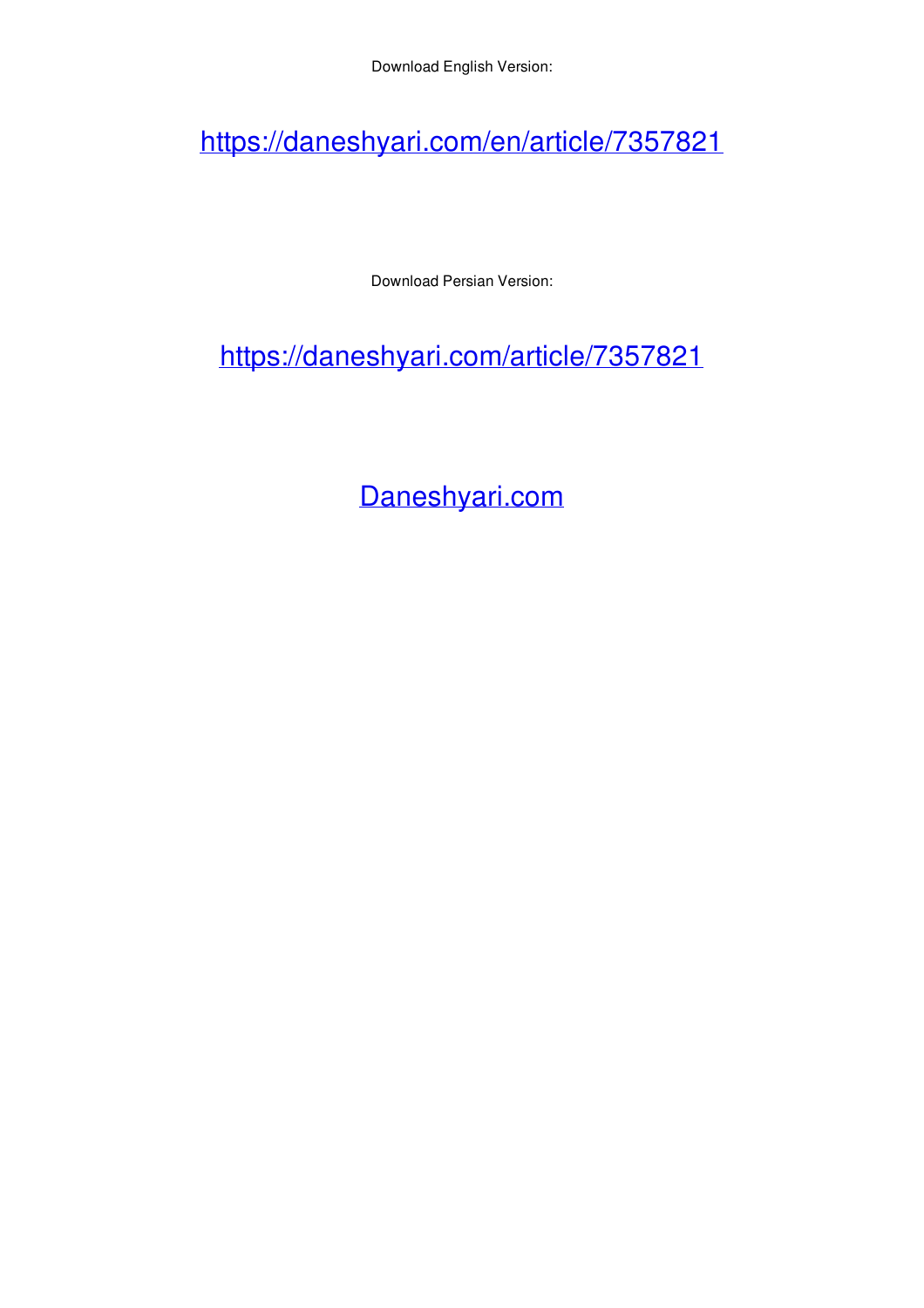Download English Version:

https://daneshyari.com/en/article/7357821

Download Persian Version:

https://daneshyari.com/article/7357821

Daneshyari.com